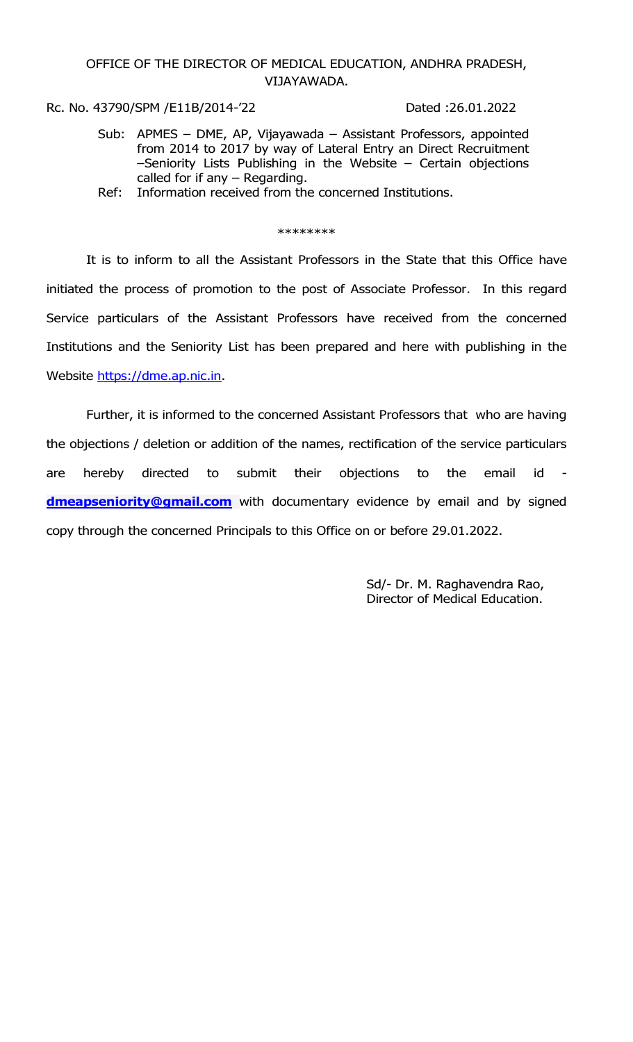OFFICE OF THE DIRECTOR OF MEDICAL EDUCATION, ANDHRA PRADESH, VIJAYAWADA.

Rc. No. 43790/SPM /E11B/2014-'22 Dated :26.01.2022

Sub: APMES – DME, AP, Vijayawada – Assistant Professors, appointed from 2014 to 2017 by way of Lateral Entry an Direct Recruitment –Seniority Lists Publishing in the Website – Certain objections called for if any – Regarding.

Ref: Information received from the concerned Institutions.

\*\*\*\*\*\*\*\*

It is to inform to all the Assistant Professors in the State that this Office have initiated the process of promotion to the post of Associate Professor. In this regard Service particulars of the Assistant Professors have received from the concerned Institutions and the Seniority List has been prepared and here with publishing in the Website https://dme.ap.nic.in.

Further, it is informed to the concerned Assistant Professors that who are having the objections / deletion or addition of the names, rectification of the service particulars are hereby directed to submit their objections to the email id - **dmeapseniority@gmail.com** with documentary evidence by email and by signed copy through the concerned Principals to this Office on or before 29.01.2022.

Sd/- Dr. M. Raghavendra Rao,
Director of Medical Education.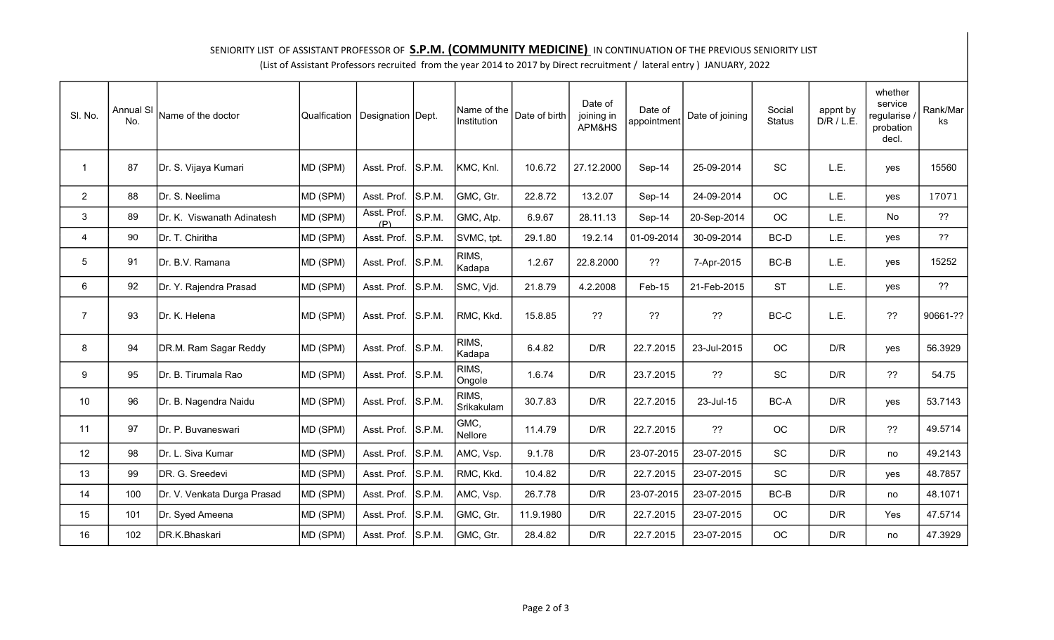SENIORITY LIST OF ASSISTANT PROFESSOR OF **S.P.M. (COMMUNITY MEDICINE)** IN CONTINUATION OF THE PREVIOUS SENIORITY LIST

(List of Assistant Professors recruited from the year 2014 to 2017 by Direct recruitment / lateral entry ) JANUARY, 2022

| Sl. No. | Annual Sl No. | Name of the doctor | Qualfication | Designation | Dept. | Name of the Institution | Date of birth | Date of joining in APM&HS | Date of appointment | Date of joining | Social Status | appnt by D/R / L.E. | whether service regularise / probation decl. | Rank/Marks |
|---|---|---|---|---|---|---|---|---|---|---|---|---|---|---|
| 1 | 87 | Dr. S. Vijaya Kumari | MD (SPM) | Asst. Prof. | S.P.M. | KMC, Knl. | 10.6.72 | 27.12.2000 | Sep-14 | 25-09-2014 | SC | L.E. | yes | 15560 |
| 2 | 88 | Dr. S. Neelima | MD (SPM) | Asst. Prof. | S.P.M. | GMC, Gtr. | 22.8.72 | 13.2.07 | Sep-14 | 24-09-2014 | OC | L.E. | yes | 17071 |
| 3 | 89 | Dr. K. Viswanath Adinatesh | MD (SPM) | Asst. Prof. (P) | S.P.M. | GMC, Atp. | 6.9.67 | 28.11.13 | Sep-14 | 20-Sep-2014 | OC | L.E. | No | ?? |
| 4 | 90 | Dr. T. Chiritha | MD (SPM) | Asst. Prof. | S.P.M. | SVMC, tpt. | 29.1.80 | 19.2.14 | 01-09-2014 | 30-09-2014 | BC-D | L.E. | yes | ?? |
| 5 | 91 | Dr. B.V. Ramana | MD (SPM) | Asst. Prof. | S.P.M. | RIMS, Kadapa | 1.2.67 | 22.8.2000 | ?? | 7-Apr-2015 | BC-B | L.E. | yes | 15252 |
| 6 | 92 | Dr. Y. Rajendra Prasad | MD (SPM) | Asst. Prof. | S.P.M. | SMC, Vjd. | 21.8.79 | 4.2.2008 | Feb-15 | 21-Feb-2015 | ST | L.E. | yes | ?? |
| 7 | 93 | Dr. K. Helena | MD (SPM) | Asst. Prof. | S.P.M. | RMC, Kkd. | 15.8.85 | ?? | ?? | ?? | BC-C | L.E. | ?? | 90661-?? |
| 8 | 94 | DR.M. Ram Sagar Reddy | MD (SPM) | Asst. Prof. | S.P.M. | RIMS, Kadapa | 6.4.82 | D/R | 22.7.2015 | 23-Jul-2015 | OC | D/R | yes | 56.3929 |
| 9 | 95 | Dr. B. Tirumala Rao | MD (SPM) | Asst. Prof. | S.P.M. | RIMS, Ongole | 1.6.74 | D/R | 23.7.2015 | ?? | SC | D/R | ?? | 54.75 |
| 10 | 96 | Dr. B. Nagendra Naidu | MD (SPM) | Asst. Prof. | S.P.M. | RIMS, Srikakulam | 30.7.83 | D/R | 22.7.2015 | 23-Jul-15 | BC-A | D/R | yes | 53.7143 |
| 11 | 97 | Dr. P. Buvaneswari | MD (SPM) | Asst. Prof. | S.P.M. | GMC, Nellore | 11.4.79 | D/R | 22.7.2015 | ?? | OC | D/R | ?? | 49.5714 |
| 12 | 98 | Dr. L. Siva Kumar | MD (SPM) | Asst. Prof. | S.P.M. | AMC, Vsp. | 9.1.78 | D/R | 23-07-2015 | 23-07-2015 | SC | D/R | no | 49.2143 |
| 13 | 99 | DR. G. Sreedevi | MD (SPM) | Asst. Prof. | S.P.M. | RMC, Kkd. | 10.4.82 | D/R | 22.7.2015 | 23-07-2015 | SC | D/R | yes | 48.7857 |
| 14 | 100 | Dr. V. Venkata Durga Prasad | MD (SPM) | Asst. Prof. | S.P.M. | AMC, Vsp. | 26.7.78 | D/R | 23-07-2015 | 23-07-2015 | BC-B | D/R | no | 48.1071 |
| 15 | 101 | Dr. Syed Ameena | MD (SPM) | Asst. Prof. | S.P.M. | GMC, Gtr. | 11.9.1980 | D/R | 22.7.2015 | 23-07-2015 | OC | D/R | Yes | 47.5714 |
| 16 | 102 | DR.K.Bhaskari | MD (SPM) | Asst. Prof. | S.P.M. | GMC, Gtr. | 28.4.82 | D/R | 22.7.2015 | 23-07-2015 | OC | D/R | no | 47.3929 |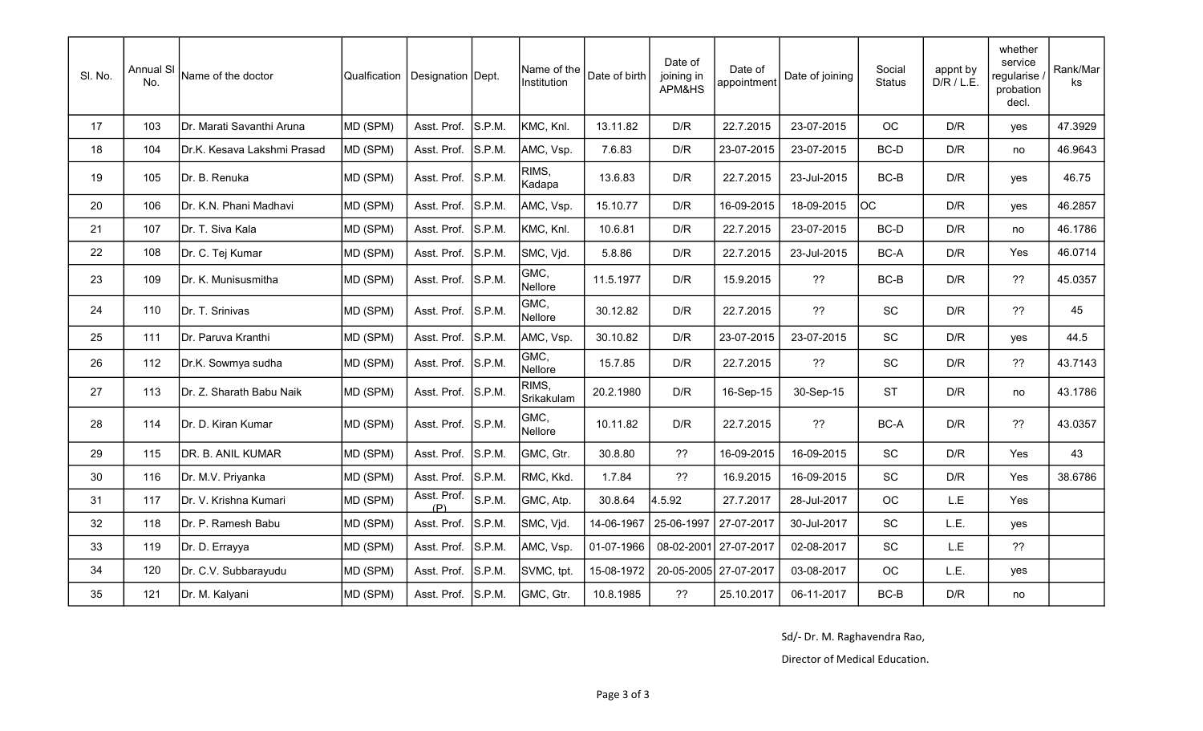| Sl. No. | Annual Sl No. | Name of the doctor | Qualfication | Designation | Dept. | Name of the Institution | Date of birth | Date of joining in APM&HS | Date of appointment | Date of joining | Social Status | appnt by D/R / L.E. | whether service regularise / probation decl. | Rank/Marks |
|---|---|---|---|---|---|---|---|---|---|---|---|---|---|---|
| 17 | 103 | Dr. Marati Savanthi Aruna | MD (SPM) | Asst. Prof. | S.P.M. | KMC, Knl. | 13.11.82 | D/R | 22.7.2015 | 23-07-2015 | OC | D/R | yes | 47.3929 |
| 18 | 104 | Dr.K. Kesava Lakshmi Prasad | MD (SPM) | Asst. Prof. | S.P.M. | AMC, Vsp. | 7.6.83 | D/R | 23-07-2015 | 23-07-2015 | BC-D | D/R | no | 46.9643 |
| 19 | 105 | Dr. B. Renuka | MD (SPM) | Asst. Prof. | S.P.M. | RIMS, Kadapa | 13.6.83 | D/R | 22.7.2015 | 23-Jul-2015 | BC-B | D/R | yes | 46.75 |
| 20 | 106 | Dr. K.N. Phani Madhavi | MD (SPM) | Asst. Prof. | S.P.M. | AMC, Vsp. | 15.10.77 | D/R | 16-09-2015 | 18-09-2015 | OC | D/R | yes | 46.2857 |
| 21 | 107 | Dr. T. Siva Kala | MD (SPM) | Asst. Prof. | S.P.M. | KMC, Knl. | 10.6.81 | D/R | 22.7.2015 | 23-07-2015 | BC-D | D/R | no | 46.1786 |
| 22 | 108 | Dr. C. Tej Kumar | MD (SPM) | Asst. Prof. | S.P.M. | SMC, Vjd. | 5.8.86 | D/R | 22.7.2015 | 23-Jul-2015 | BC-A | D/R | Yes | 46.0714 |
| 23 | 109 | Dr. K. Munisusmitha | MD (SPM) | Asst. Prof. | S.P.M. | GMC, Nellore | 11.5.1977 | D/R | 15.9.2015 | ?? | BC-B | D/R | ?? | 45.0357 |
| 24 | 110 | Dr. T. Srinivas | MD (SPM) | Asst. Prof. | S.P.M. | GMC, Nellore | 30.12.82 | D/R | 22.7.2015 | ?? | SC | D/R | ?? | 45 |
| 25 | 111 | Dr. Paruva Kranthi | MD (SPM) | Asst. Prof. | S.P.M. | AMC, Vsp. | 30.10.82 | D/R | 23-07-2015 | 23-07-2015 | SC | D/R | yes | 44.5 |
| 26 | 112 | Dr.K. Sowmya sudha | MD (SPM) | Asst. Prof. | S.P.M. | GMC, Nellore | 15.7.85 | D/R | 22.7.2015 | ?? | SC | D/R | ?? | 43.7143 |
| 27 | 113 | Dr. Z. Sharath Babu Naik | MD (SPM) | Asst. Prof. | S.P.M. | RIMS, Srikakulam | 20.2.1980 | D/R | 16-Sep-15 | 30-Sep-15 | ST | D/R | no | 43.1786 |
| 28 | 114 | Dr. D. Kiran Kumar | MD (SPM) | Asst. Prof. | S.P.M. | GMC, Nellore | 10.11.82 | D/R | 22.7.2015 | ?? | BC-A | D/R | ?? | 43.0357 |
| 29 | 115 | DR. B. ANIL KUMAR | MD (SPM) | Asst. Prof. | S.P.M. | GMC, Gtr. | 30.8.80 | ?? | 16-09-2015 | 16-09-2015 | SC | D/R | Yes | 43 |
| 30 | 116 | Dr. M.V. Priyanka | MD (SPM) | Asst. Prof. | S.P.M. | RMC, Kkd. | 1.7.84 | ?? | 16.9.2015 | 16-09-2015 | SC | D/R | Yes | 38.6786 |
| 31 | 117 | Dr. V. Krishna Kumari | MD (SPM) | Asst. Prof. (P) | S.P.M. | GMC, Atp. | 30.8.64 | 4.5.92 | 27.7.2017 | 28-Jul-2017 | OC | L.E | Yes | |
| 32 | 118 | Dr. P. Ramesh Babu | MD (SPM) | Asst. Prof. | S.P.M. | SMC, Vjd. | 14-06-1967 | 25-06-1997 | 27-07-2017 | 30-Jul-2017 | SC | L.E. | yes | |
| 33 | 119 | Dr. D. Errayya | MD (SPM) | Asst. Prof. | S.P.M. | AMC, Vsp. | 01-07-1966 | 08-02-2001 | 27-07-2017 | 02-08-2017 | SC | L.E | ?? | |
| 34 | 120 | Dr. C.V. Subbarayudu | MD (SPM) | Asst. Prof. | S.P.M. | SVMC, tpt. | 15-08-1972 | 20-05-2005 | 27-07-2017 | 03-08-2017 | OC | L.E. | yes | |
| 35 | 121 | Dr. M. Kalyani | MD (SPM) | Asst. Prof. | S.P.M. | GMC, Gtr. | 10.8.1985 | ?? | 25.10.2017 | 06-11-2017 | BC-B | D/R | no | |

Sd/- Dr. M. Raghavendra Rao,

Director of Medical Education.